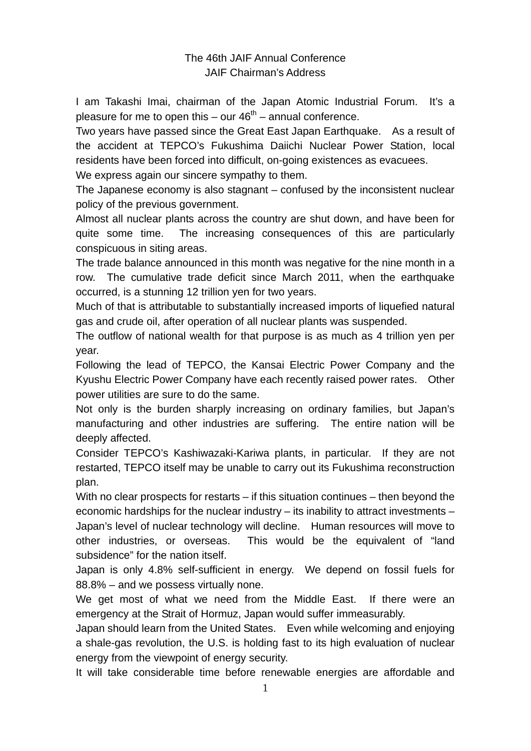# The 46th JAIF Annual Conference
## JAIF Chairman's Address

I am Takashi Imai, chairman of the Japan Atomic Industrial Forum. It's a pleasure for me to open this – our 46th – annual conference.

Two years have passed since the Great East Japan Earthquake. As a result of the accident at TEPCO's Fukushima Daiichi Nuclear Power Station, local residents have been forced into difficult, on-going existences as evacuees.

We express again our sincere sympathy to them.

The Japanese economy is also stagnant – confused by the inconsistent nuclear policy of the previous government.

Almost all nuclear plants across the country are shut down, and have been for quite some time. The increasing consequences of this are particularly conspicuous in siting areas.

The trade balance announced in this month was negative for the nine month in a row. The cumulative trade deficit since March 2011, when the earthquake occurred, is a stunning 12 trillion yen for two years.

Much of that is attributable to substantially increased imports of liquefied natural gas and crude oil, after operation of all nuclear plants was suspended.

The outflow of national wealth for that purpose is as much as 4 trillion yen per year.

Following the lead of TEPCO, the Kansai Electric Power Company and the Kyushu Electric Power Company have each recently raised power rates. Other power utilities are sure to do the same.

Not only is the burden sharply increasing on ordinary families, but Japan's manufacturing and other industries are suffering. The entire nation will be deeply affected.

Consider TEPCO's Kashiwazaki-Kariwa plants, in particular. If they are not restarted, TEPCO itself may be unable to carry out its Fukushima reconstruction plan.

With no clear prospects for restarts – if this situation continues – then beyond the economic hardships for the nuclear industry – its inability to attract investments – Japan's level of nuclear technology will decline. Human resources will move to other industries, or overseas. This would be the equivalent of "land subsidence" for the nation itself.

Japan is only 4.8% self-sufficient in energy. We depend on fossil fuels for 88.8% – and we possess virtually none.

We get most of what we need from the Middle East. If there were an emergency at the Strait of Hormuz, Japan would suffer immeasurably.

Japan should learn from the United States. Even while welcoming and enjoying a shale-gas revolution, the U.S. is holding fast to its high evaluation of nuclear energy from the viewpoint of energy security.

It will take considerable time before renewable energies are affordable and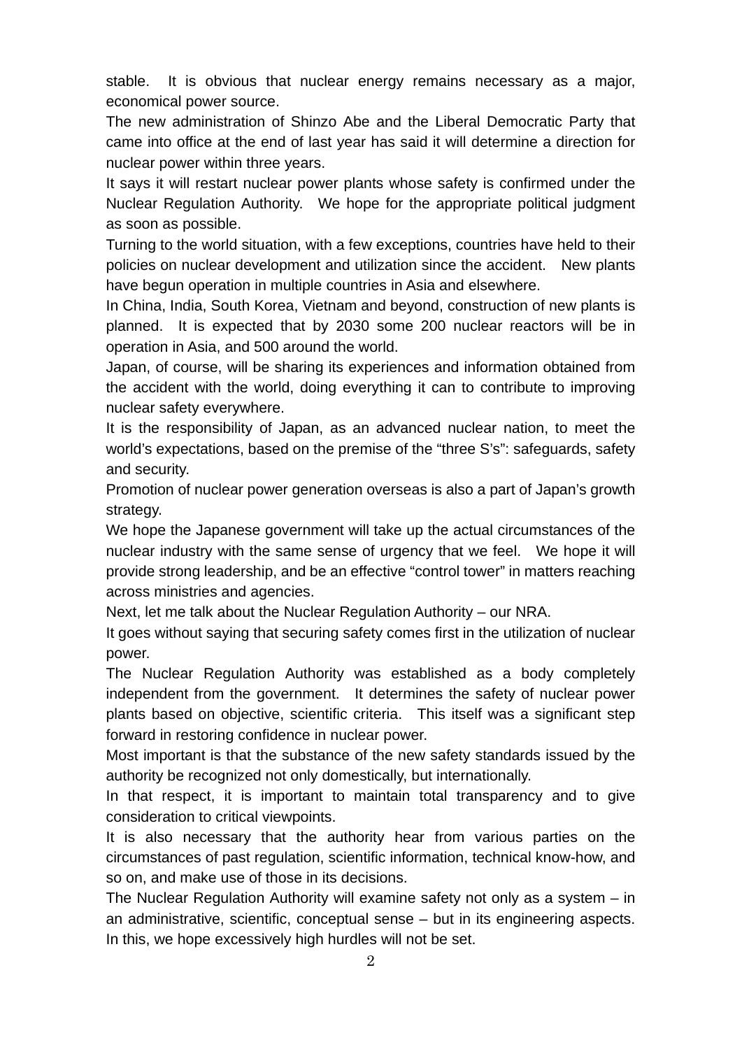stable. It is obvious that nuclear energy remains necessary as a major, economical power source.

The new administration of Shinzo Abe and the Liberal Democratic Party that came into office at the end of last year has said it will determine a direction for nuclear power within three years.

It says it will restart nuclear power plants whose safety is confirmed under the Nuclear Regulation Authority. We hope for the appropriate political judgment as soon as possible.

Turning to the world situation, with a few exceptions, countries have held to their policies on nuclear development and utilization since the accident. New plants have begun operation in multiple countries in Asia and elsewhere.

In China, India, South Korea, Vietnam and beyond, construction of new plants is planned. It is expected that by 2030 some 200 nuclear reactors will be in operation in Asia, and 500 around the world.

Japan, of course, will be sharing its experiences and information obtained from the accident with the world, doing everything it can to contribute to improving nuclear safety everywhere.

It is the responsibility of Japan, as an advanced nuclear nation, to meet the world's expectations, based on the premise of the "three S's": safeguards, safety and security.

Promotion of nuclear power generation overseas is also a part of Japan's growth strategy.

We hope the Japanese government will take up the actual circumstances of the nuclear industry with the same sense of urgency that we feel. We hope it will provide strong leadership, and be an effective "control tower" in matters reaching across ministries and agencies.

Next, let me talk about the Nuclear Regulation Authority – our NRA.

It goes without saying that securing safety comes first in the utilization of nuclear power.

The Nuclear Regulation Authority was established as a body completely independent from the government. It determines the safety of nuclear power plants based on objective, scientific criteria. This itself was a significant step forward in restoring confidence in nuclear power.

Most important is that the substance of the new safety standards issued by the authority be recognized not only domestically, but internationally.

In that respect, it is important to maintain total transparency and to give consideration to critical viewpoints.

It is also necessary that the authority hear from various parties on the circumstances of past regulation, scientific information, technical know-how, and so on, and make use of those in its decisions.

The Nuclear Regulation Authority will examine safety not only as a system – in an administrative, scientific, conceptual sense – but in its engineering aspects. In this, we hope excessively high hurdles will not be set.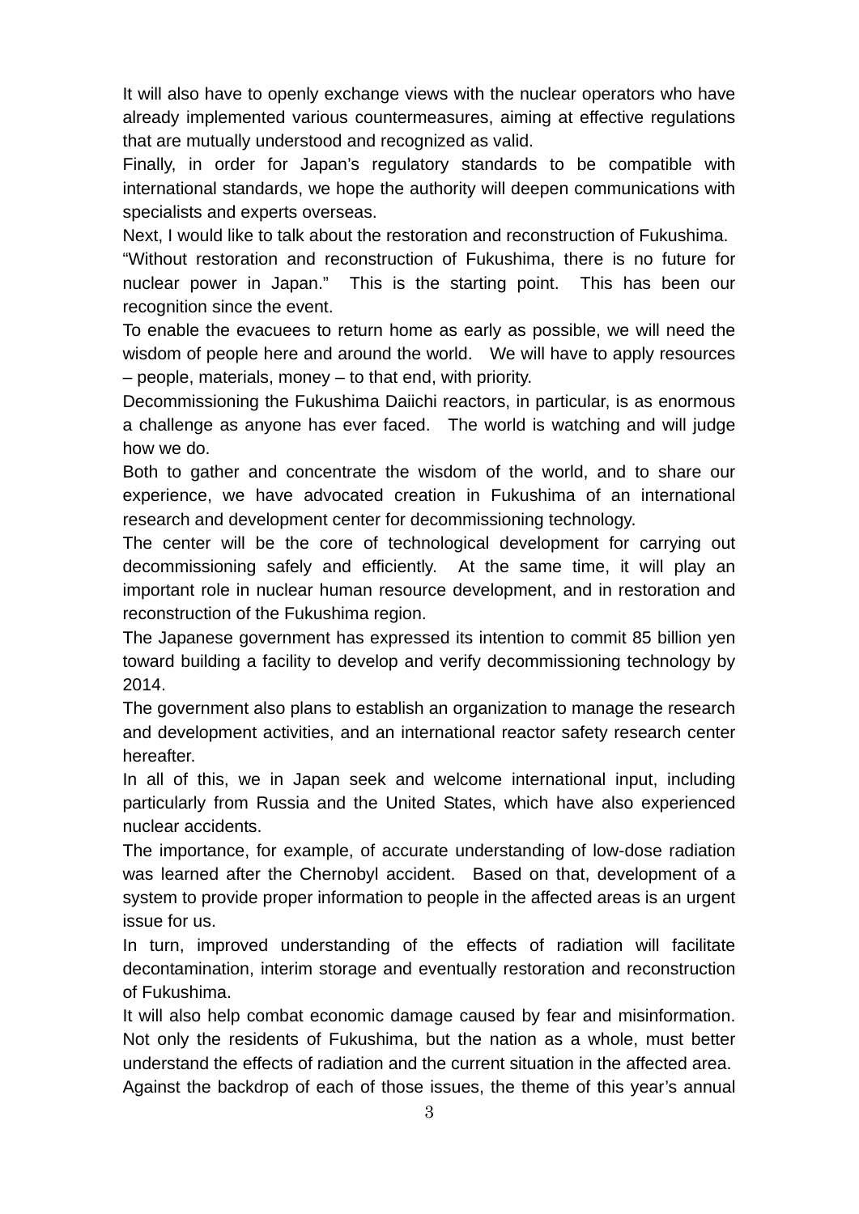It will also have to openly exchange views with the nuclear operators who have already implemented various countermeasures, aiming at effective regulations that are mutually understood and recognized as valid.

Finally, in order for Japan's regulatory standards to be compatible with international standards, we hope the authority will deepen communications with specialists and experts overseas.

Next, I would like to talk about the restoration and reconstruction of Fukushima.

"Without restoration and reconstruction of Fukushima, there is no future for nuclear power in Japan." This is the starting point. This has been our recognition since the event.

To enable the evacuees to return home as early as possible, we will need the wisdom of people here and around the world. We will have to apply resources – people, materials, money – to that end, with priority.

Decommissioning the Fukushima Daiichi reactors, in particular, is as enormous a challenge as anyone has ever faced. The world is watching and will judge how we do.

Both to gather and concentrate the wisdom of the world, and to share our experience, we have advocated creation in Fukushima of an international research and development center for decommissioning technology.

The center will be the core of technological development for carrying out decommissioning safely and efficiently. At the same time, it will play an important role in nuclear human resource development, and in restoration and reconstruction of the Fukushima region.

The Japanese government has expressed its intention to commit 85 billion yen toward building a facility to develop and verify decommissioning technology by 2014.

The government also plans to establish an organization to manage the research and development activities, and an international reactor safety research center hereafter.

In all of this, we in Japan seek and welcome international input, including particularly from Russia and the United States, which have also experienced nuclear accidents.

The importance, for example, of accurate understanding of low-dose radiation was learned after the Chernobyl accident. Based on that, development of a system to provide proper information to people in the affected areas is an urgent issue for us.

In turn, improved understanding of the effects of radiation will facilitate decontamination, interim storage and eventually restoration and reconstruction of Fukushima.

It will also help combat economic damage caused by fear and misinformation. Not only the residents of Fukushima, but the nation as a whole, must better understand the effects of radiation and the current situation in the affected area.

Against the backdrop of each of those issues, the theme of this year's annual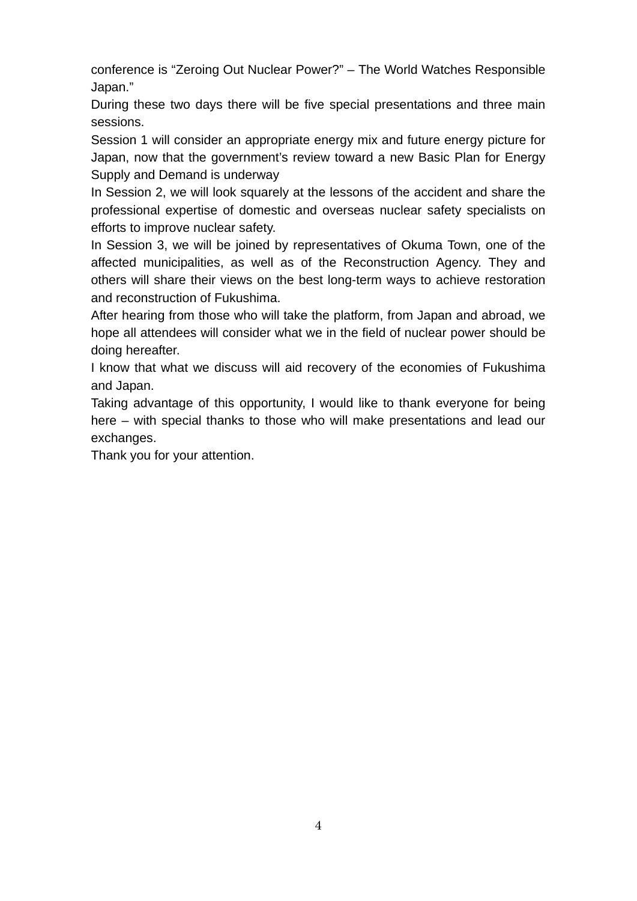conference is "Zeroing Out Nuclear Power?" – The World Watches Responsible Japan."

During these two days there will be five special presentations and three main sessions.

Session 1 will consider an appropriate energy mix and future energy picture for Japan, now that the government's review toward a new Basic Plan for Energy Supply and Demand is underway

In Session 2, we will look squarely at the lessons of the accident and share the professional expertise of domestic and overseas nuclear safety specialists on efforts to improve nuclear safety.

In Session 3, we will be joined by representatives of Okuma Town, one of the affected municipalities, as well as of the Reconstruction Agency. They and others will share their views on the best long-term ways to achieve restoration and reconstruction of Fukushima.

After hearing from those who will take the platform, from Japan and abroad, we hope all attendees will consider what we in the field of nuclear power should be doing hereafter.

I know that what we discuss will aid recovery of the economies of Fukushima and Japan.

Taking advantage of this opportunity, I would like to thank everyone for being here – with special thanks to those who will make presentations and lead our exchanges.

Thank you for your attention.